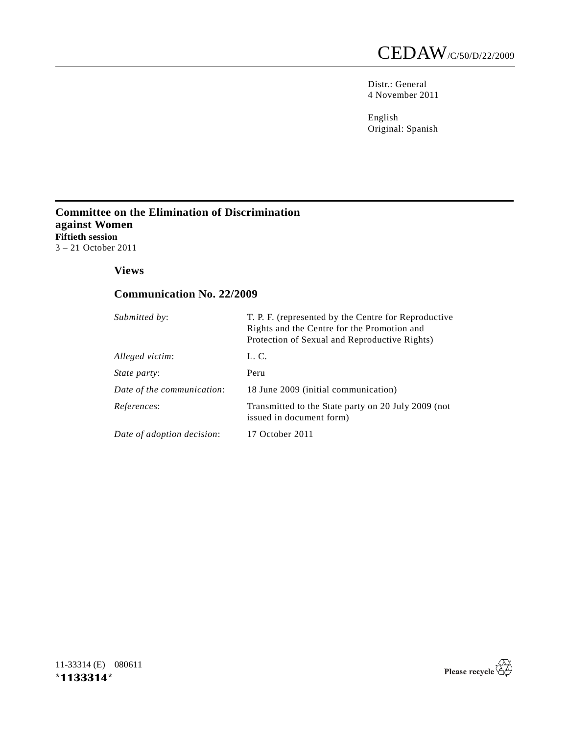# CEDAW/C/50/D/22/2009

Distr.: General
4 November 2011

English
Original: Spanish

---

**Committee on the Elimination of Discrimination against Women**
**Fiftieth session**
3 – 21 October 2011

## Views

## Communication No. 22/2009

| | |
|---|---|
| *Submitted by*: | T. P. F. (represented by the Centre for Reproductive Rights and the Centre for the Promotion and Protection of Sexual and Reproductive Rights) |
| *Alleged victim*: | L. C. |
| *State party*: | Peru |
| *Date of the communication*: | 18 June 2009 (initial communication) |
| *References*: | Transmitted to the State party on 20 July 2009 (not issued in document form) |
| *Date of adoption decision*: | 17 October 2011 |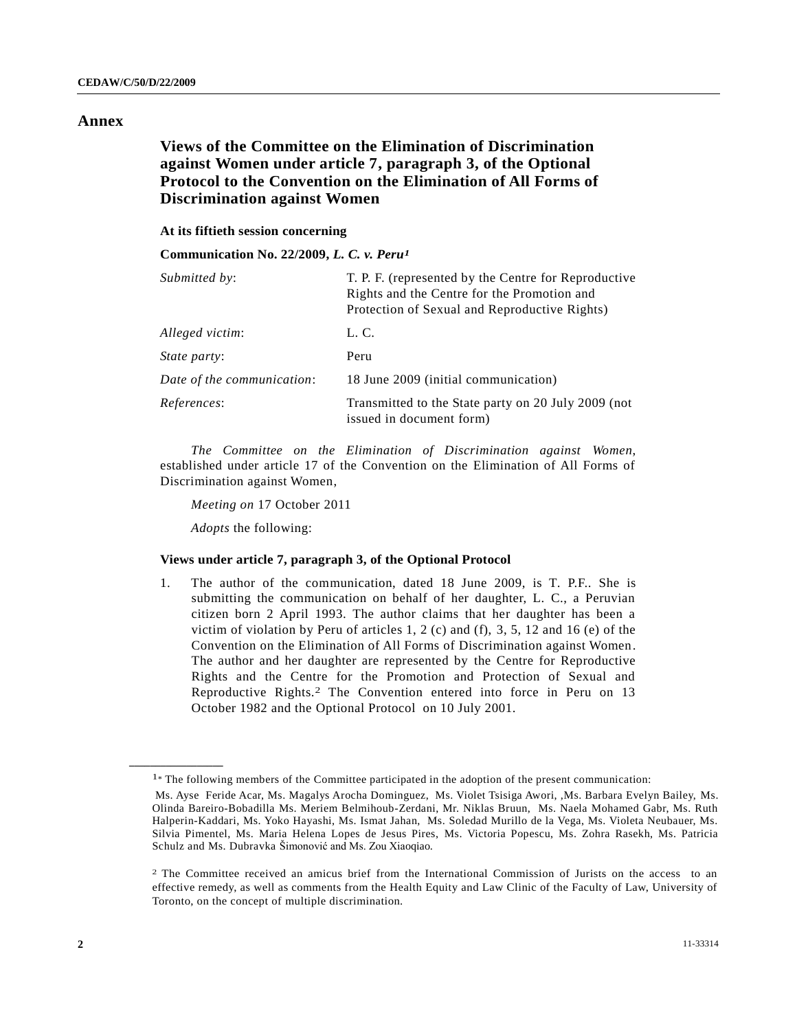# Annex

## Views of the Committee on the Elimination of Discrimination against Women under article 7, paragraph 3, of the Optional Protocol to the Convention on the Elimination of All Forms of Discrimination against Women

**At its fiftieth session concerning**

**Communication No. 22/2009, *L. C. v. Peru*[1]**

| | |
|---|---|
| *Submitted by*: | T. P. F. (represented by the Centre for Reproductive Rights and the Centre for the Promotion and Protection of Sexual and Reproductive Rights) |
| *Alleged victim*: | L. C. |
| *State party*: | Peru |
| *Date of the communication*: | 18 June 2009 (initial communication) |
| *References*: | Transmitted to the State party on 20 July 2009 (not issued in document form) |

*The Committee on the Elimination of Discrimination against Women*, established under article 17 of the Convention on the Elimination of All Forms of Discrimination against Women,

*Meeting on* 17 October 2011

*Adopts* the following:

### Views under article 7, paragraph 3, of the Optional Protocol

1. The author of the communication, dated 18 June 2009, is T. P.F.. She is submitting the communication on behalf of her daughter, L. C., a Peruvian citizen born 2 April 1993. The author claims that her daughter has been a victim of violation by Peru of articles 1, 2 (c) and (f), 3, 5, 12 and 16 (e) of the Convention on the Elimination of All Forms of Discrimination against Women. The author and her daughter are represented by the Centre for Reproductive Rights and the Centre for the Promotion and Protection of Sexual and Reproductive Rights.[2] The Convention entered into force in Peru on 13 October 1982 and the Optional Protocol on 10 July 2001.

---

[1]* The following members of the Committee participated in the adoption of the present communication:

Ms. Ayse Feride Acar, Ms. Magalys Arocha Dominguez, Ms. Violet Tsisiga Awori, ,Ms. Barbara Evelyn Bailey, Ms. Olinda Bareiro-Bobadilla Ms. Meriem Belmihoub-Zerdani, Mr. Niklas Bruun, Ms. Naela Mohamed Gabr, Ms. Ruth Halperin-Kaddari, Ms. Yoko Hayashi, Ms. Ismat Jahan, Ms. Soledad Murillo de la Vega, Ms. Violeta Neubauer, Ms. Silvia Pimentel, Ms. Maria Helena Lopes de Jesus Pires, Ms. Victoria Popescu, Ms. Zohra Rasekh, Ms. Patricia Schulz and Ms. Dubravka Šimonović and Ms. Zou Xiaoqiao.

[2] The Committee received an amicus brief from the International Commission of Jurists on the access to an effective remedy, as well as comments from the Health Equity and Law Clinic of the Faculty of Law, University of Toronto, on the concept of multiple discrimination.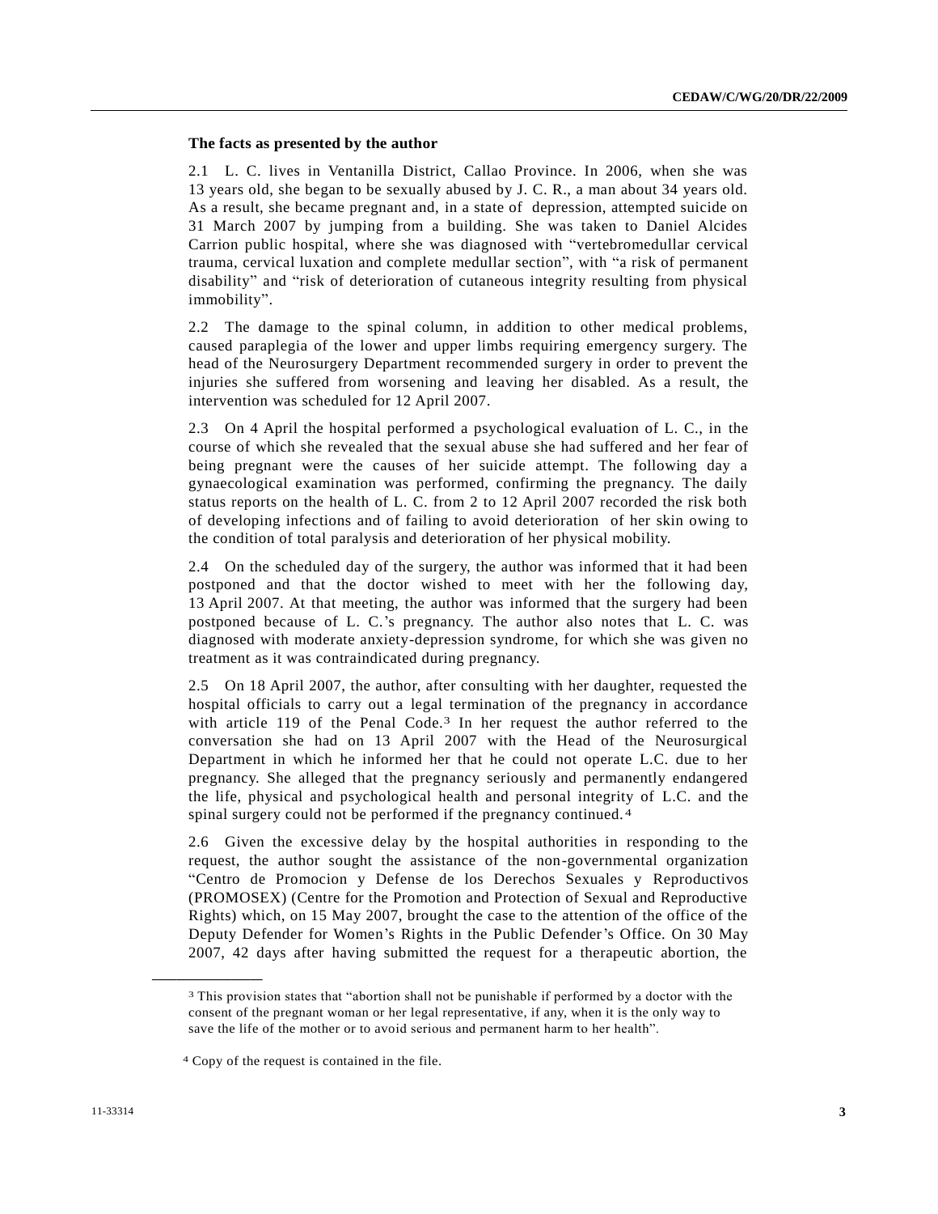**The facts as presented by the author**

2.1 L. C. lives in Ventanilla District, Callao Province. In 2006, when she was 13 years old, she began to be sexually abused by J. C. R., a man about 34 years old. As a result, she became pregnant and, in a state of depression, attempted suicide on 31 March 2007 by jumping from a building. She was taken to Daniel Alcides Carrion public hospital, where she was diagnosed with "vertebromedullar cervical trauma, cervical luxation and complete medullar section", with "a risk of permanent disability" and "risk of deterioration of cutaneous integrity resulting from physical immobility".

2.2 The damage to the spinal column, in addition to other medical problems, caused paraplegia of the lower and upper limbs requiring emergency surgery. The head of the Neurosurgery Department recommended surgery in order to prevent the injuries she suffered from worsening and leaving her disabled. As a result, the intervention was scheduled for 12 April 2007.

2.3 On 4 April the hospital performed a psychological evaluation of L. C., in the course of which she revealed that the sexual abuse she had suffered and her fear of being pregnant were the causes of her suicide attempt. The following day a gynaecological examination was performed, confirming the pregnancy. The daily status reports on the health of L. C. from 2 to 12 April 2007 recorded the risk both of developing infections and of failing to avoid deterioration of her skin owing to the condition of total paralysis and deterioration of her physical mobility.

2.4 On the scheduled day of the surgery, the author was informed that it had been postponed and that the doctor wished to meet with her the following day, 13 April 2007. At that meeting, the author was informed that the surgery had been postponed because of L. C.'s pregnancy. The author also notes that L. C. was diagnosed with moderate anxiety-depression syndrome, for which she was given no treatment as it was contraindicated during pregnancy.

2.5 On 18 April 2007, the author, after consulting with her daughter, requested the hospital officials to carry out a legal termination of the pregnancy in accordance with article 119 of the Penal Code.[3] In her request the author referred to the conversation she had on 13 April 2007 with the Head of the Neurosurgical Department in which he informed her that he could not operate L.C. due to her pregnancy. She alleged that the pregnancy seriously and permanently endangered the life, physical and psychological health and personal integrity of L.C. and the spinal surgery could not be performed if the pregnancy continued.[4]

2.6 Given the excessive delay by the hospital authorities in responding to the request, the author sought the assistance of the non-governmental organization "Centro de Promocion y Defense de los Derechos Sexuales y Reproductivos (PROMOSEX) (Centre for the Promotion and Protection of Sexual and Reproductive Rights) which, on 15 May 2007, brought the case to the attention of the office of the Deputy Defender for Women's Rights in the Public Defender's Office. On 30 May 2007, 42 days after having submitted the request for a therapeutic abortion, the

---

[3] This provision states that "abortion shall not be punishable if performed by a doctor with the consent of the pregnant woman or her legal representative, if any, when it is the only way to save the life of the mother or to avoid serious and permanent harm to her health".

[4] Copy of the request is contained in the file.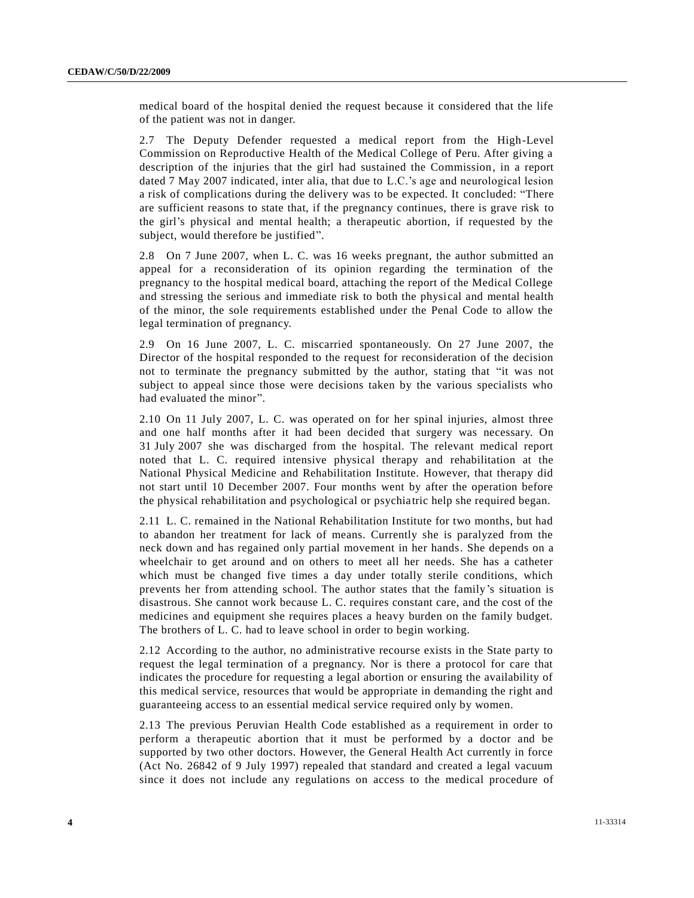medical board of the hospital denied the request because it considered that the life of the patient was not in danger.

2.7 The Deputy Defender requested a medical report from the High-Level Commission on Reproductive Health of the Medical College of Peru. After giving a description of the injuries that the girl had sustained the Commission, in a report dated 7 May 2007 indicated, inter alia, that due to L.C.'s age and neurological lesion a risk of complications during the delivery was to be expected. It concluded: "There are sufficient reasons to state that, if the pregnancy continues, there is grave risk to the girl's physical and mental health; a therapeutic abortion, if requested by the subject, would therefore be justified".

2.8 On 7 June 2007, when L. C. was 16 weeks pregnant, the author submitted an appeal for a reconsideration of its opinion regarding the termination of the pregnancy to the hospital medical board, attaching the report of the Medical College and stressing the serious and immediate risk to both the physical and mental health of the minor, the sole requirements established under the Penal Code to allow the legal termination of pregnancy.

2.9 On 16 June 2007, L. C. miscarried spontaneously. On 27 June 2007, the Director of the hospital responded to the request for reconsideration of the decision not to terminate the pregnancy submitted by the author, stating that "it was not subject to appeal since those were decisions taken by the various specialists who had evaluated the minor".

2.10 On 11 July 2007, L. C. was operated on for her spinal injuries, almost three and one half months after it had been decided that surgery was necessary. On 31 July 2007 she was discharged from the hospital. The relevant medical report noted that L. C. required intensive physical therapy and rehabilitation at the National Physical Medicine and Rehabilitation Institute. However, that therapy did not start until 10 December 2007. Four months went by after the operation before the physical rehabilitation and psychological or psychiatric help she required began.

2.11 L. C. remained in the National Rehabilitation Institute for two months, but had to abandon her treatment for lack of means. Currently she is paralyzed from the neck down and has regained only partial movement in her hands. She depends on a wheelchair to get around and on others to meet all her needs. She has a catheter which must be changed five times a day under totally sterile conditions, which prevents her from attending school. The author states that the family's situation is disastrous. She cannot work because L. C. requires constant care, and the cost of the medicines and equipment she requires places a heavy burden on the family budget. The brothers of L. C. had to leave school in order to begin working.

2.12 According to the author, no administrative recourse exists in the State party to request the legal termination of a pregnancy. Nor is there a protocol for care that indicates the procedure for requesting a legal abortion or ensuring the availability of this medical service, resources that would be appropriate in demanding the right and guaranteeing access to an essential medical service required only by women.

2.13 The previous Peruvian Health Code established as a requirement in order to perform a therapeutic abortion that it must be performed by a doctor and be supported by two other doctors. However, the General Health Act currently in force (Act No. 26842 of 9 July 1997) repealed that standard and created a legal vacuum since it does not include any regulations on access to the medical procedure of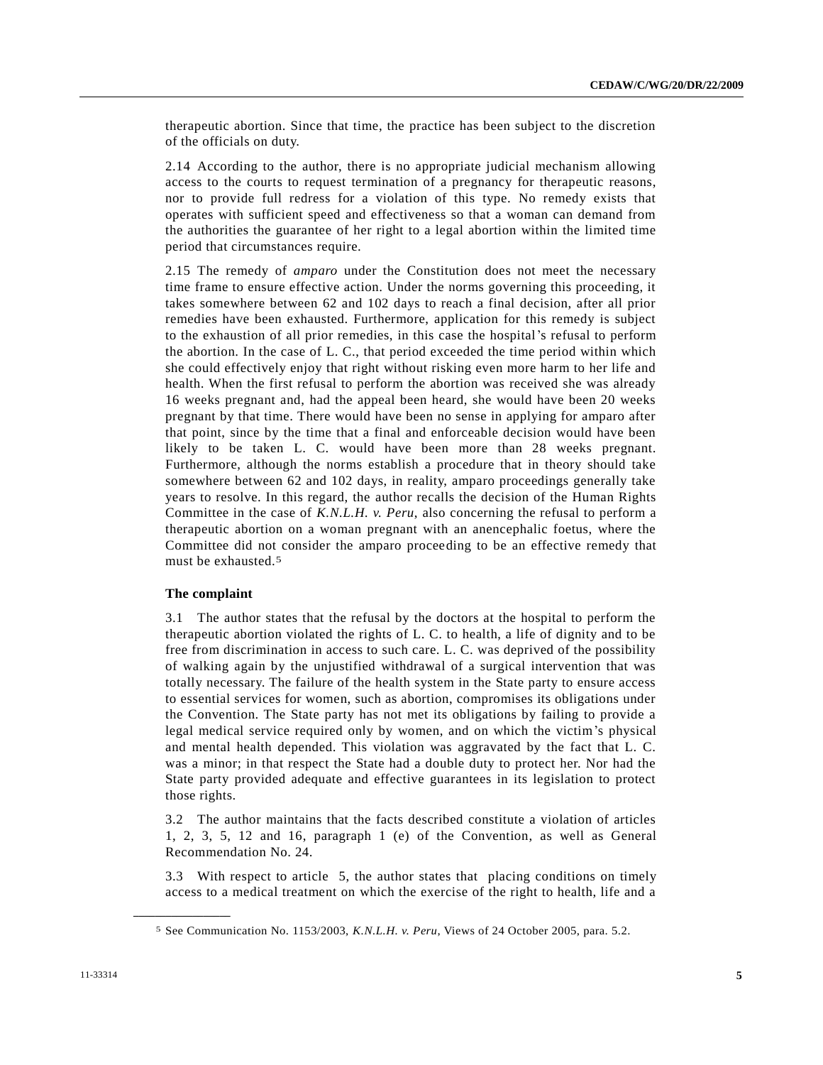therapeutic abortion. Since that time, the practice has been subject to the discretion of the officials on duty.

2.14 According to the author, there is no appropriate judicial mechanism allowing access to the courts to request termination of a pregnancy for therapeutic reasons, nor to provide full redress for a violation of this type. No remedy exists that operates with sufficient speed and effectiveness so that a woman can demand from the authorities the guarantee of her right to a legal abortion within the limited time period that circumstances require.

2.15 The remedy of *amparo* under the Constitution does not meet the necessary time frame to ensure effective action. Under the norms governing this proceeding, it takes somewhere between 62 and 102 days to reach a final decision, after all prior remedies have been exhausted. Furthermore, application for this remedy is subject to the exhaustion of all prior remedies, in this case the hospital's refusal to perform the abortion. In the case of L. C., that period exceeded the time period within which she could effectively enjoy that right without risking even more harm to her life and health. When the first refusal to perform the abortion was received she was already 16 weeks pregnant and, had the appeal been heard, she would have been 20 weeks pregnant by that time. There would have been no sense in applying for amparo after that point, since by the time that a final and enforceable decision would have been likely to be taken L. C. would have been more than 28 weeks pregnant. Furthermore, although the norms establish a procedure that in theory should take somewhere between 62 and 102 days, in reality, amparo proceedings generally take years to resolve. In this regard, the author recalls the decision of the Human Rights Committee in the case of *K.N.L.H. v. Peru*, also concerning the refusal to perform a therapeutic abortion on a woman pregnant with an anencephalic foetus, where the Committee did not consider the amparo proceeding to be an effective remedy that must be exhausted.[5]

**The complaint**

3.1 The author states that the refusal by the doctors at the hospital to perform the therapeutic abortion violated the rights of L. C. to health, a life of dignity and to be free from discrimination in access to such care. L. C. was deprived of the possibility of walking again by the unjustified withdrawal of a surgical intervention that was totally necessary. The failure of the health system in the State party to ensure access to essential services for women, such as abortion, compromises its obligations under the Convention. The State party has not met its obligations by failing to provide a legal medical service required only by women, and on which the victim's physical and mental health depended. This violation was aggravated by the fact that L. C. was a minor; in that respect the State had a double duty to protect her. Nor had the State party provided adequate and effective guarantees in its legislation to protect those rights.

3.2 The author maintains that the facts described constitute a violation of articles 1, 2, 3, 5, 12 and 16, paragraph 1 (e) of the Convention, as well as General Recommendation No. 24.

3.3 With respect to article 5, the author states that placing conditions on timely access to a medical treatment on which the exercise of the right to health, life and a

---

[5] See Communication No. 1153/2003, *K.N.L.H. v. Peru*, Views of 24 October 2005, para. 5.2.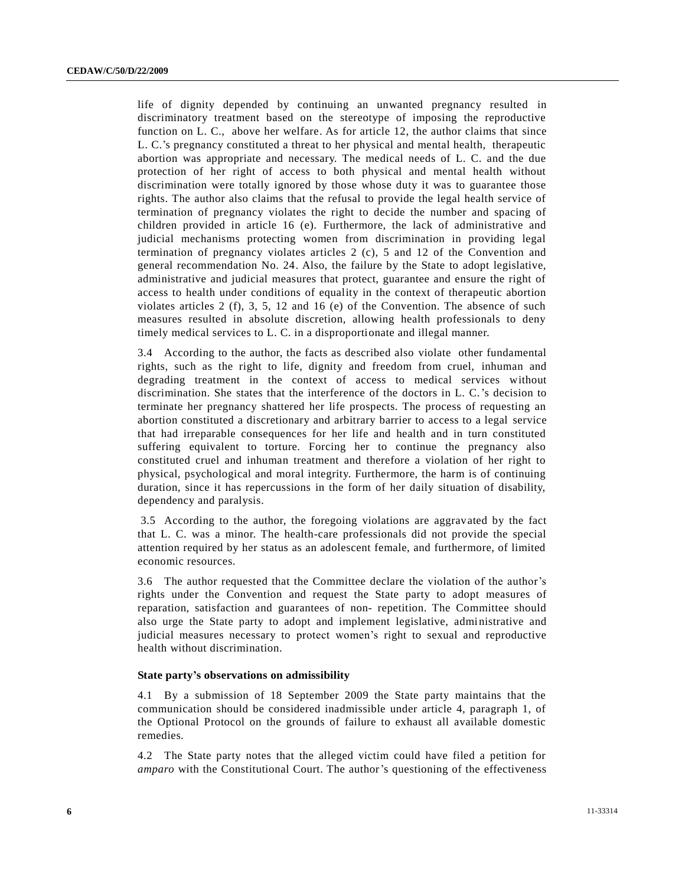life of dignity depended by continuing an unwanted pregnancy resulted in discriminatory treatment based on the stereotype of imposing the reproductive function on L. C., above her welfare. As for article 12, the author claims that since L. C.'s pregnancy constituted a threat to her physical and mental health, therapeutic abortion was appropriate and necessary. The medical needs of L. C. and the due protection of her right of access to both physical and mental health without discrimination were totally ignored by those whose duty it was to guarantee those rights. The author also claims that the refusal to provide the legal health service of termination of pregnancy violates the right to decide the number and spacing of children provided in article 16 (e). Furthermore, the lack of administrative and judicial mechanisms protecting women from discrimination in providing legal termination of pregnancy violates articles 2 (c), 5 and 12 of the Convention and general recommendation No. 24. Also, the failure by the State to adopt legislative, administrative and judicial measures that protect, guarantee and ensure the right of access to health under conditions of equality in the context of therapeutic abortion violates articles 2 (f), 3, 5, 12 and 16 (e) of the Convention. The absence of such measures resulted in absolute discretion, allowing health professionals to deny timely medical services to L. C. in a disproportionate and illegal manner.

3.4 According to the author, the facts as described also violate other fundamental rights, such as the right to life, dignity and freedom from cruel, inhuman and degrading treatment in the context of access to medical services without discrimination. She states that the interference of the doctors in L. C.'s decision to terminate her pregnancy shattered her life prospects. The process of requesting an abortion constituted a discretionary and arbitrary barrier to access to a legal service that had irreparable consequences for her life and health and in turn constituted suffering equivalent to torture. Forcing her to continue the pregnancy also constituted cruel and inhuman treatment and therefore a violation of her right to physical, psychological and moral integrity. Furthermore, the harm is of continuing duration, since it has repercussions in the form of her daily situation of disability, dependency and paralysis.

3.5 According to the author, the foregoing violations are aggravated by the fact that L. C. was a minor. The health-care professionals did not provide the special attention required by her status as an adolescent female, and furthermore, of limited economic resources.

3.6 The author requested that the Committee declare the violation of the author's rights under the Convention and request the State party to adopt measures of reparation, satisfaction and guarantees of non- repetition. The Committee should also urge the State party to adopt and implement legislative, administrative and judicial measures necessary to protect women's right to sexual and reproductive health without discrimination.

### State party's observations on admissibility

4.1 By a submission of 18 September 2009 the State party maintains that the communication should be considered inadmissible under article 4, paragraph 1, of the Optional Protocol on the grounds of failure to exhaust all available domestic remedies.

4.2 The State party notes that the alleged victim could have filed a petition for *amparo* with the Constitutional Court. The author's questioning of the effectiveness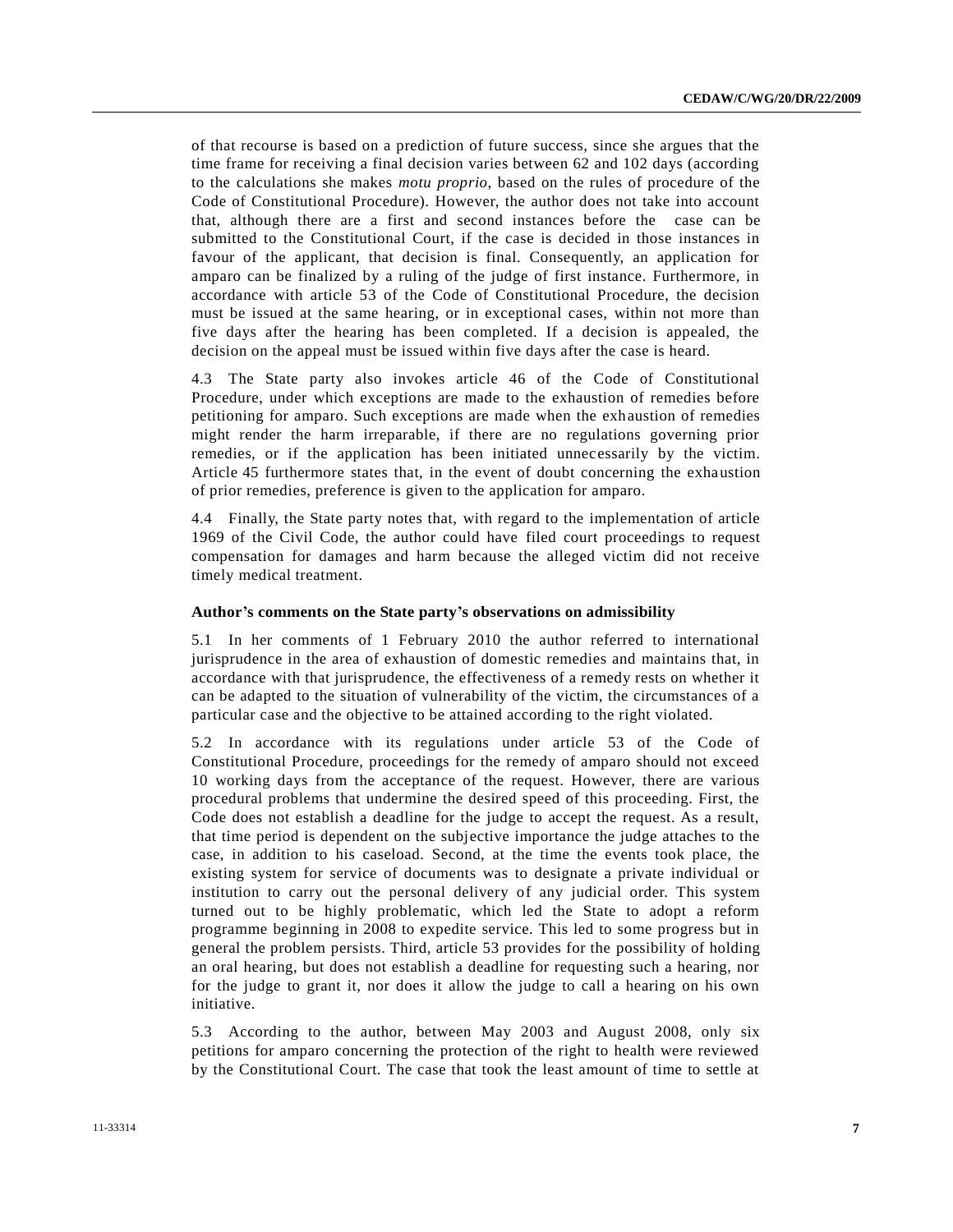of that recourse is based on a prediction of future success, since she argues that the time frame for receiving a final decision varies between 62 and 102 days (according to the calculations she makes *motu proprio*, based on the rules of procedure of the Code of Constitutional Procedure). However, the author does not take into account that, although there are a first and second instances before the case can be submitted to the Constitutional Court, if the case is decided in those instances in favour of the applicant, that decision is final. Consequently, an application for amparo can be finalized by a ruling of the judge of first instance. Furthermore, in accordance with article 53 of the Code of Constitutional Procedure, the decision must be issued at the same hearing, or in exceptional cases, within not more than five days after the hearing has been completed. If a decision is appealed, the decision on the appeal must be issued within five days after the case is heard.

4.3 The State party also invokes article 46 of the Code of Constitutional Procedure, under which exceptions are made to the exhaustion of remedies before petitioning for amparo. Such exceptions are made when the exhaustion of remedies might render the harm irreparable, if there are no regulations governing prior remedies, or if the application has been initiated unnecessarily by the victim. Article 45 furthermore states that, in the event of doubt concerning the exhaustion of prior remedies, preference is given to the application for amparo.

4.4 Finally, the State party notes that, with regard to the implementation of article 1969 of the Civil Code, the author could have filed court proceedings to request compensation for damages and harm because the alleged victim did not receive timely medical treatment.

**Author's comments on the State party's observations on admissibility**

5.1 In her comments of 1 February 2010 the author referred to international jurisprudence in the area of exhaustion of domestic remedies and maintains that, in accordance with that jurisprudence, the effectiveness of a remedy rests on whether it can be adapted to the situation of vulnerability of the victim, the circumstances of a particular case and the objective to be attained according to the right violated.

5.2 In accordance with its regulations under article 53 of the Code of Constitutional Procedure, proceedings for the remedy of amparo should not exceed 10 working days from the acceptance of the request. However, there are various procedural problems that undermine the desired speed of this proceeding. First, the Code does not establish a deadline for the judge to accept the request. As a result, that time period is dependent on the subjective importance the judge attaches to the case, in addition to his caseload. Second, at the time the events took place, the existing system for service of documents was to designate a private individual or institution to carry out the personal delivery of any judicial order. This system turned out to be highly problematic, which led the State to adopt a reform programme beginning in 2008 to expedite service. This led to some progress but in general the problem persists. Third, article 53 provides for the possibility of holding an oral hearing, but does not establish a deadline for requesting such a hearing, nor for the judge to grant it, nor does it allow the judge to call a hearing on his own initiative.

5.3 According to the author, between May 2003 and August 2008, only six petitions for amparo concerning the protection of the right to health were reviewed by the Constitutional Court. The case that took the least amount of time to settle at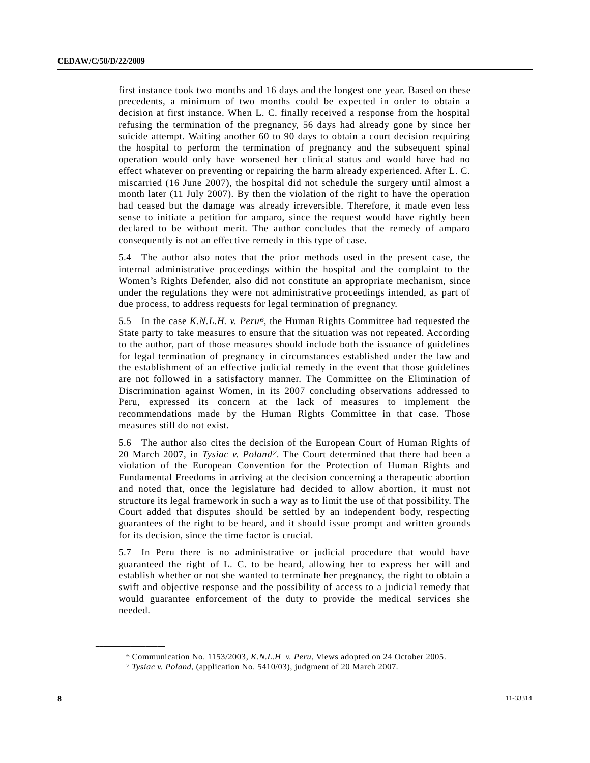first instance took two months and 16 days and the longest one year. Based on these precedents, a minimum of two months could be expected in order to obtain a decision at first instance. When L. C. finally received a response from the hospital refusing the termination of the pregnancy, 56 days had already gone by since her suicide attempt. Waiting another 60 to 90 days to obtain a court decision requiring the hospital to perform the termination of pregnancy and the subsequent spinal operation would only have worsened her clinical status and would have had no effect whatever on preventing or repairing the harm already experienced. After L. C. miscarried (16 June 2007), the hospital did not schedule the surgery until almost a month later (11 July 2007). By then the violation of the right to have the operation had ceased but the damage was already irreversible. Therefore, it made even less sense to initiate a petition for amparo, since the request would have rightly been declared to be without merit. The author concludes that the remedy of amparo consequently is not an effective remedy in this type of case.

5.4 The author also notes that the prior methods used in the present case, the internal administrative proceedings within the hospital and the complaint to the Women's Rights Defender, also did not constitute an appropriate mechanism, since under the regulations they were not administrative proceedings intended, as part of due process, to address requests for legal termination of pregnancy.

5.5 In the case *K.N.L.H. v. Peru*[6], the Human Rights Committee had requested the State party to take measures to ensure that the situation was not repeated. According to the author, part of those measures should include both the issuance of guidelines for legal termination of pregnancy in circumstances established under the law and the establishment of an effective judicial remedy in the event that those guidelines are not followed in a satisfactory manner. The Committee on the Elimination of Discrimination against Women, in its 2007 concluding observations addressed to Peru, expressed its concern at the lack of measures to implement the recommendations made by the Human Rights Committee in that case. Those measures still do not exist.

5.6 The author also cites the decision of the European Court of Human Rights of 20 March 2007, in *Tysiac v. Poland*[7]. The Court determined that there had been a violation of the European Convention for the Protection of Human Rights and Fundamental Freedoms in arriving at the decision concerning a therapeutic abortion and noted that, once the legislature had decided to allow abortion, it must not structure its legal framework in such a way as to limit the use of that possibility. The Court added that disputes should be settled by an independent body, respecting guarantees of the right to be heard, and it should issue prompt and written grounds for its decision, since the time factor is crucial.

5.7 In Peru there is no administrative or judicial procedure that would have guaranteed the right of L. C. to be heard, allowing her to express her will and establish whether or not she wanted to terminate her pregnancy, the right to obtain a swift and objective response and the possibility of access to a judicial remedy that would guarantee enforcement of the duty to provide the medical services she needed.

---

[6] Communication No. 1153/2003, *K.N.L.H v. Peru*, Views adopted on 24 October 2005.

[7] *Tysiac v. Poland*, (application No. 5410/03), judgment of 20 March 2007.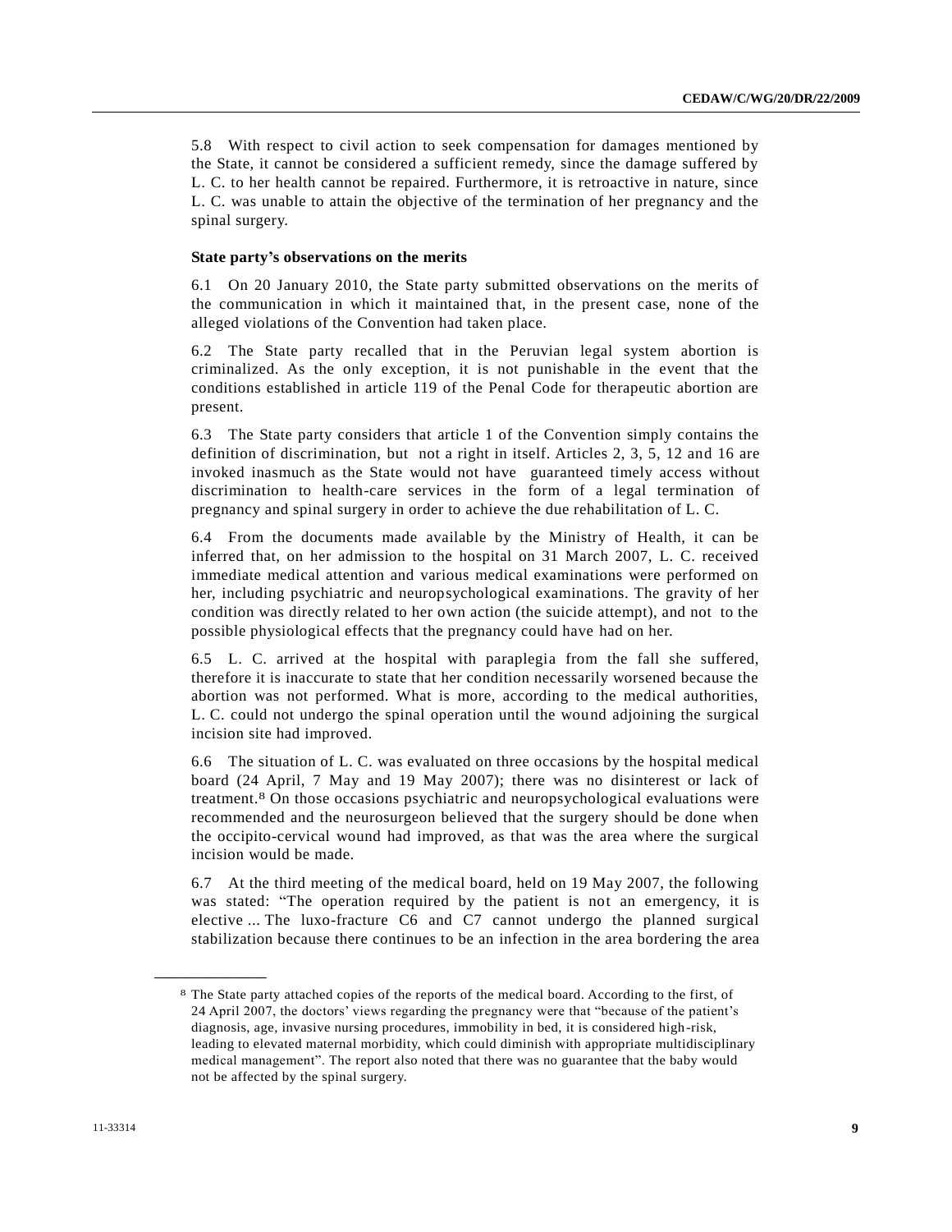5.8 With respect to civil action to seek compensation for damages mentioned by the State, it cannot be considered a sufficient remedy, since the damage suffered by L. C. to her health cannot be repaired. Furthermore, it is retroactive in nature, since L. C. was unable to attain the objective of the termination of her pregnancy and the spinal surgery.

**State party's observations on the merits**

6.1 On 20 January 2010, the State party submitted observations on the merits of the communication in which it maintained that, in the present case, none of the alleged violations of the Convention had taken place.

6.2 The State party recalled that in the Peruvian legal system abortion is criminalized. As the only exception, it is not punishable in the event that the conditions established in article 119 of the Penal Code for therapeutic abortion are present.

6.3 The State party considers that article 1 of the Convention simply contains the definition of discrimination, but not a right in itself. Articles 2, 3, 5, 12 and 16 are invoked inasmuch as the State would not have guaranteed timely access without discrimination to health-care services in the form of a legal termination of pregnancy and spinal surgery in order to achieve the due rehabilitation of L. C.

6.4 From the documents made available by the Ministry of Health, it can be inferred that, on her admission to the hospital on 31 March 2007, L. C. received immediate medical attention and various medical examinations were performed on her, including psychiatric and neuropsychological examinations. The gravity of her condition was directly related to her own action (the suicide attempt), and not to the possible physiological effects that the pregnancy could have had on her.

6.5 L. C. arrived at the hospital with paraplegia from the fall she suffered, therefore it is inaccurate to state that her condition necessarily worsened because the abortion was not performed. What is more, according to the medical authorities, L. C. could not undergo the spinal operation until the wound adjoining the surgical incision site had improved.

6.6 The situation of L. C. was evaluated on three occasions by the hospital medical board (24 April, 7 May and 19 May 2007); there was no disinterest or lack of treatment.[8] On those occasions psychiatric and neuropsychological evaluations were recommended and the neurosurgeon believed that the surgery should be done when the occipito-cervical wound had improved, as that was the area where the surgical incision would be made.

6.7 At the third meeting of the medical board, held on 19 May 2007, the following was stated: "The operation required by the patient is not an emergency, it is elective ... The luxo-fracture C6 and C7 cannot undergo the planned surgical stabilization because there continues to be an infection in the area bordering the area

---

[8] The State party attached copies of the reports of the medical board. According to the first, of 24 April 2007, the doctors' views regarding the pregnancy were that "because of the patient's diagnosis, age, invasive nursing procedures, immobility in bed, it is considered high-risk, leading to elevated maternal morbidity, which could diminish with appropriate multidisciplinary medical management". The report also noted that there was no guarantee that the baby would not be affected by the spinal surgery.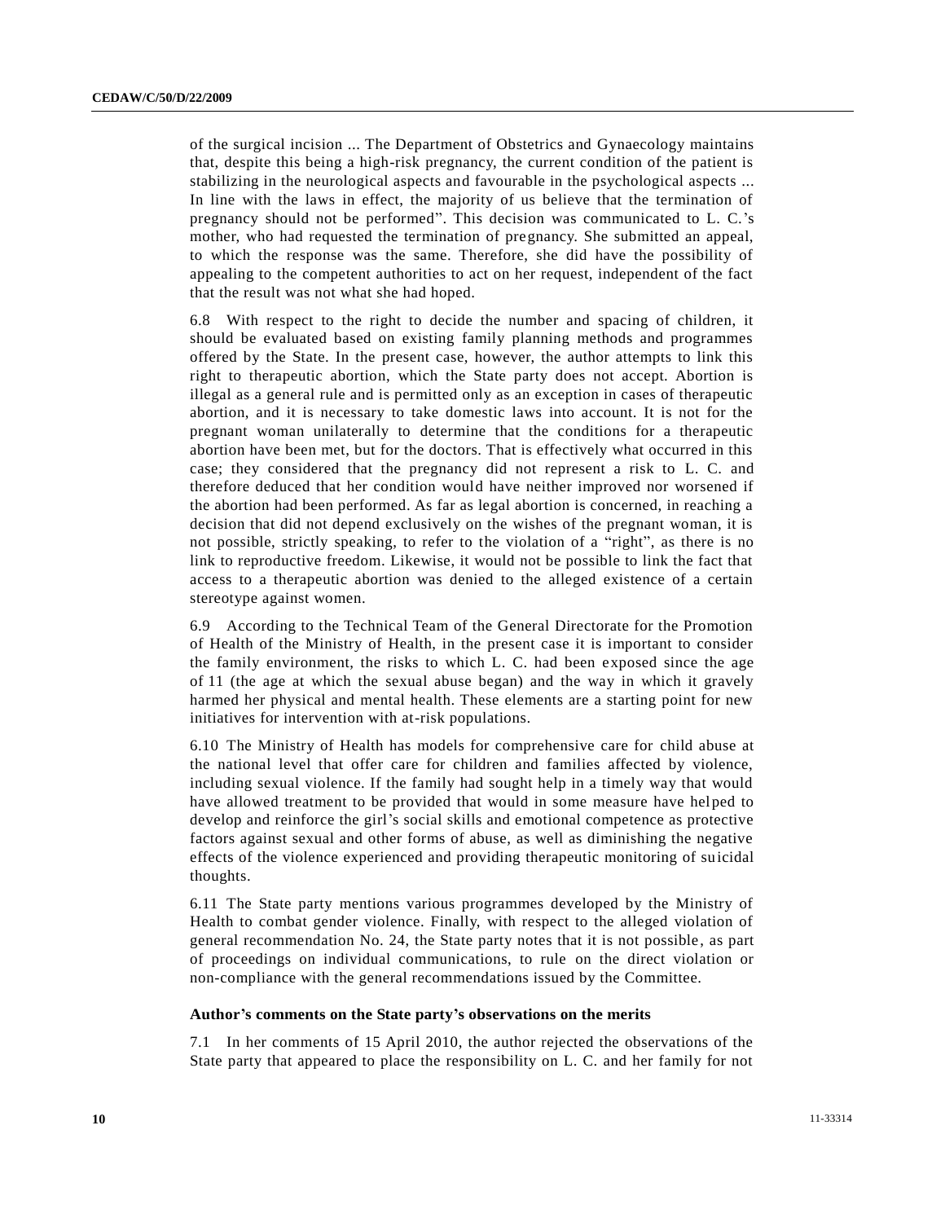of the surgical incision ... The Department of Obstetrics and Gynaecology maintains that, despite this being a high-risk pregnancy, the current condition of the patient is stabilizing in the neurological aspects and favourable in the psychological aspects ... In line with the laws in effect, the majority of us believe that the termination of pregnancy should not be performed". This decision was communicated to L. C.'s mother, who had requested the termination of pregnancy. She submitted an appeal, to which the response was the same. Therefore, she did have the possibility of appealing to the competent authorities to act on her request, independent of the fact that the result was not what she had hoped.

6.8 With respect to the right to decide the number and spacing of children, it should be evaluated based on existing family planning methods and programmes offered by the State. In the present case, however, the author attempts to link this right to therapeutic abortion, which the State party does not accept. Abortion is illegal as a general rule and is permitted only as an exception in cases of therapeutic abortion, and it is necessary to take domestic laws into account. It is not for the pregnant woman unilaterally to determine that the conditions for a therapeutic abortion have been met, but for the doctors. That is effectively what occurred in this case; they considered that the pregnancy did not represent a risk to L. C. and therefore deduced that her condition would have neither improved nor worsened if the abortion had been performed. As far as legal abortion is concerned, in reaching a decision that did not depend exclusively on the wishes of the pregnant woman, it is not possible, strictly speaking, to refer to the violation of a "right", as there is no link to reproductive freedom. Likewise, it would not be possible to link the fact that access to a therapeutic abortion was denied to the alleged existence of a certain stereotype against women.

6.9 According to the Technical Team of the General Directorate for the Promotion of Health of the Ministry of Health, in the present case it is important to consider the family environment, the risks to which L. C. had been exposed since the age of 11 (the age at which the sexual abuse began) and the way in which it gravely harmed her physical and mental health. These elements are a starting point for new initiatives for intervention with at-risk populations.

6.10 The Ministry of Health has models for comprehensive care for child abuse at the national level that offer care for children and families affected by violence, including sexual violence. If the family had sought help in a timely way that would have allowed treatment to be provided that would in some measure have helped to develop and reinforce the girl's social skills and emotional competence as protective factors against sexual and other forms of abuse, as well as diminishing the negative effects of the violence experienced and providing therapeutic monitoring of suicidal thoughts.

6.11 The State party mentions various programmes developed by the Ministry of Health to combat gender violence. Finally, with respect to the alleged violation of general recommendation No. 24, the State party notes that it is not possible, as part of proceedings on individual communications, to rule on the direct violation or non-compliance with the general recommendations issued by the Committee.

### Author's comments on the State party's observations on the merits

7.1 In her comments of 15 April 2010, the author rejected the observations of the State party that appeared to place the responsibility on L. C. and her family for not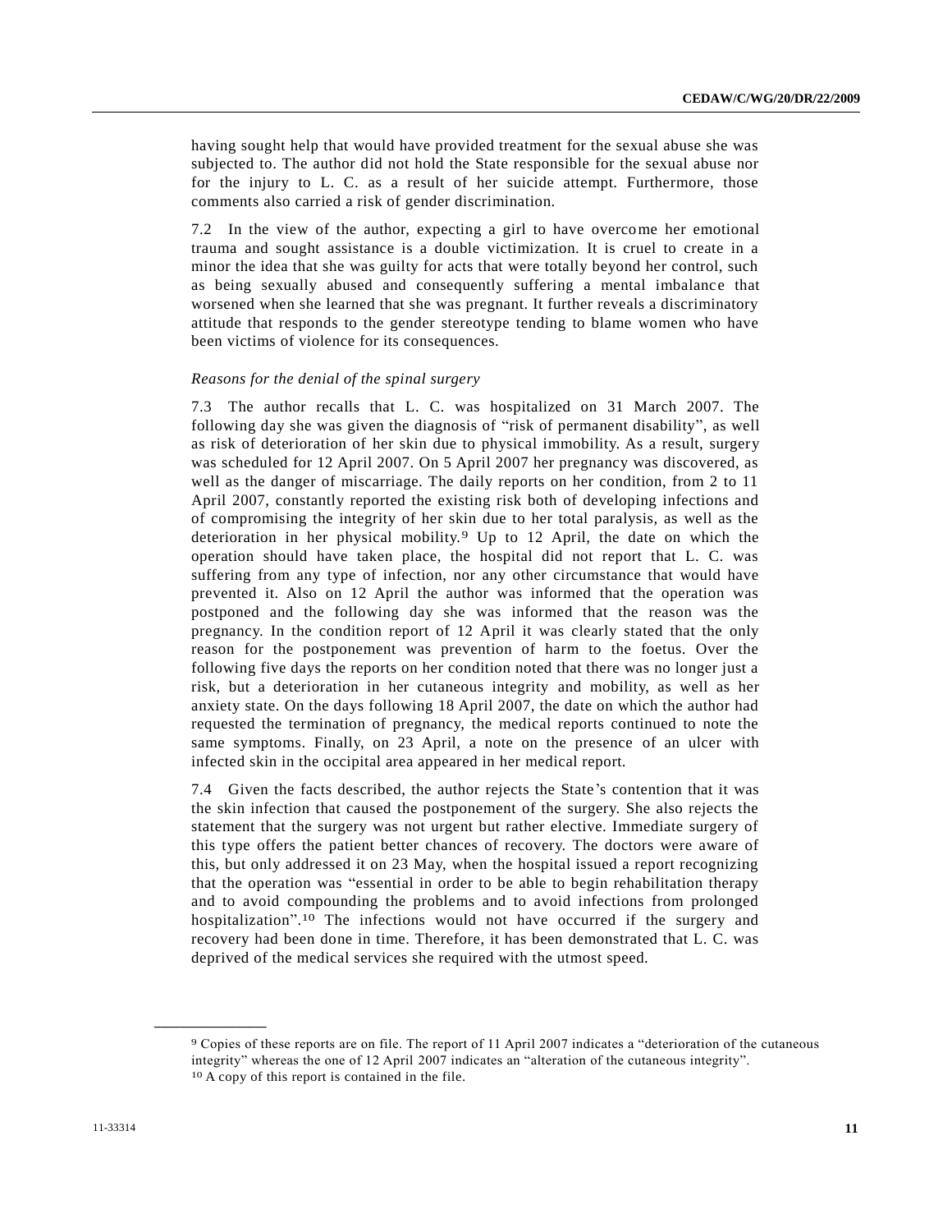having sought help that would have provided treatment for the sexual abuse she was subjected to. The author did not hold the State responsible for the sexual abuse nor for the injury to L. C. as a result of her suicide attempt. Furthermore, those comments also carried a risk of gender discrimination.

7.2 In the view of the author, expecting a girl to have overcome her emotional trauma and sought assistance is a double victimization. It is cruel to create in a minor the idea that she was guilty for acts that were totally beyond her control, such as being sexually abused and consequently suffering a mental imbalance that worsened when she learned that she was pregnant. It further reveals a discriminatory attitude that responds to the gender stereotype tending to blame women who have been victims of violence for its consequences.

*Reasons for the denial of the spinal surgery*

7.3 The author recalls that L. C. was hospitalized on 31 March 2007. The following day she was given the diagnosis of "risk of permanent disability", as well as risk of deterioration of her skin due to physical immobility. As a result, surgery was scheduled for 12 April 2007. On 5 April 2007 her pregnancy was discovered, as well as the danger of miscarriage. The daily reports on her condition, from 2 to 11 April 2007, constantly reported the existing risk both of developing infections and of compromising the integrity of her skin due to her total paralysis, as well as the deterioration in her physical mobility.[9] Up to 12 April, the date on which the operation should have taken place, the hospital did not report that L. C. was suffering from any type of infection, nor any other circumstance that would have prevented it. Also on 12 April the author was informed that the operation was postponed and the following day she was informed that the reason was the pregnancy. In the condition report of 12 April it was clearly stated that the only reason for the postponement was prevention of harm to the foetus. Over the following five days the reports on her condition noted that there was no longer just a risk, but a deterioration in her cutaneous integrity and mobility, as well as her anxiety state. On the days following 18 April 2007, the date on which the author had requested the termination of pregnancy, the medical reports continued to note the same symptoms. Finally, on 23 April, a note on the presence of an ulcer with infected skin in the occipital area appeared in her medical report.

7.4 Given the facts described, the author rejects the State's contention that it was the skin infection that caused the postponement of the surgery. She also rejects the statement that the surgery was not urgent but rather elective. Immediate surgery of this type offers the patient better chances of recovery. The doctors were aware of this, but only addressed it on 23 May, when the hospital issued a report recognizing that the operation was "essential in order to be able to begin rehabilitation therapy and to avoid compounding the problems and to avoid infections from prolonged hospitalization".[10] The infections would not have occurred if the surgery and recovery had been done in time. Therefore, it has been demonstrated that L. C. was deprived of the medical services she required with the utmost speed.

---

[9] Copies of these reports are on file. The report of 11 April 2007 indicates a "deterioration of the cutaneous integrity" whereas the one of 12 April 2007 indicates an "alteration of the cutaneous integrity".

[10] A copy of this report is contained in the file.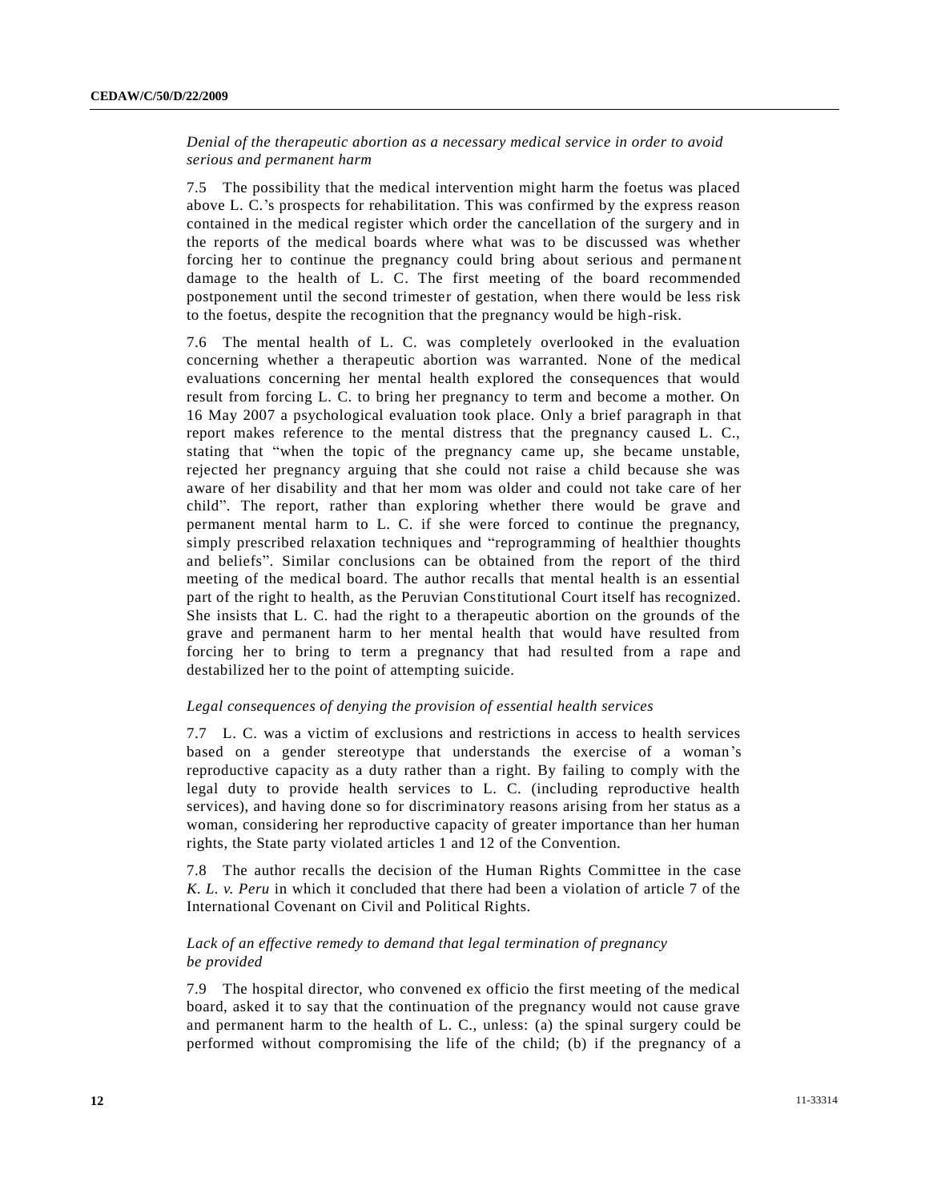*Denial of the therapeutic abortion as a necessary medical service in order to avoid serious and permanent harm*

7.5 The possibility that the medical intervention might harm the foetus was placed above L. C.'s prospects for rehabilitation. This was confirmed by the express reason contained in the medical register which order the cancellation of the surgery and in the reports of the medical boards where what was to be discussed was whether forcing her to continue the pregnancy could bring about serious and permanent damage to the health of L. C. The first meeting of the board recommended postponement until the second trimester of gestation, when there would be less risk to the foetus, despite the recognition that the pregnancy would be high-risk.

7.6 The mental health of L. C. was completely overlooked in the evaluation concerning whether a therapeutic abortion was warranted. None of the medical evaluations concerning her mental health explored the consequences that would result from forcing L. C. to bring her pregnancy to term and become a mother. On 16 May 2007 a psychological evaluation took place. Only a brief paragraph in that report makes reference to the mental distress that the pregnancy caused L. C., stating that "when the topic of the pregnancy came up, she became unstable, rejected her pregnancy arguing that she could not raise a child because she was aware of her disability and that her mom was older and could not take care of her child". The report, rather than exploring whether there would be grave and permanent mental harm to L. C. if she were forced to continue the pregnancy, simply prescribed relaxation techniques and "reprogramming of healthier thoughts and beliefs". Similar conclusions can be obtained from the report of the third meeting of the medical board. The author recalls that mental health is an essential part of the right to health, as the Peruvian Constitutional Court itself has recognized. She insists that L. C. had the right to a therapeutic abortion on the grounds of the grave and permanent harm to her mental health that would have resulted from forcing her to bring to term a pregnancy that had resulted from a rape and destabilized her to the point of attempting suicide.

*Legal consequences of denying the provision of essential health services*

7.7 L. C. was a victim of exclusions and restrictions in access to health services based on a gender stereotype that understands the exercise of a woman's reproductive capacity as a duty rather than a right. By failing to comply with the legal duty to provide health services to L. C. (including reproductive health services), and having done so for discriminatory reasons arising from her status as a woman, considering her reproductive capacity of greater importance than her human rights, the State party violated articles 1 and 12 of the Convention.

7.8 The author recalls the decision of the Human Rights Committee in the case *K. L. v. Peru* in which it concluded that there had been a violation of article 7 of the International Covenant on Civil and Political Rights.

*Lack of an effective remedy to demand that legal termination of pregnancy be provided*

7.9 The hospital director, who convened ex officio the first meeting of the medical board, asked it to say that the continuation of the pregnancy would not cause grave and permanent harm to the health of L. C., unless: (a) the spinal surgery could be performed without compromising the life of the child; (b) if the pregnancy of a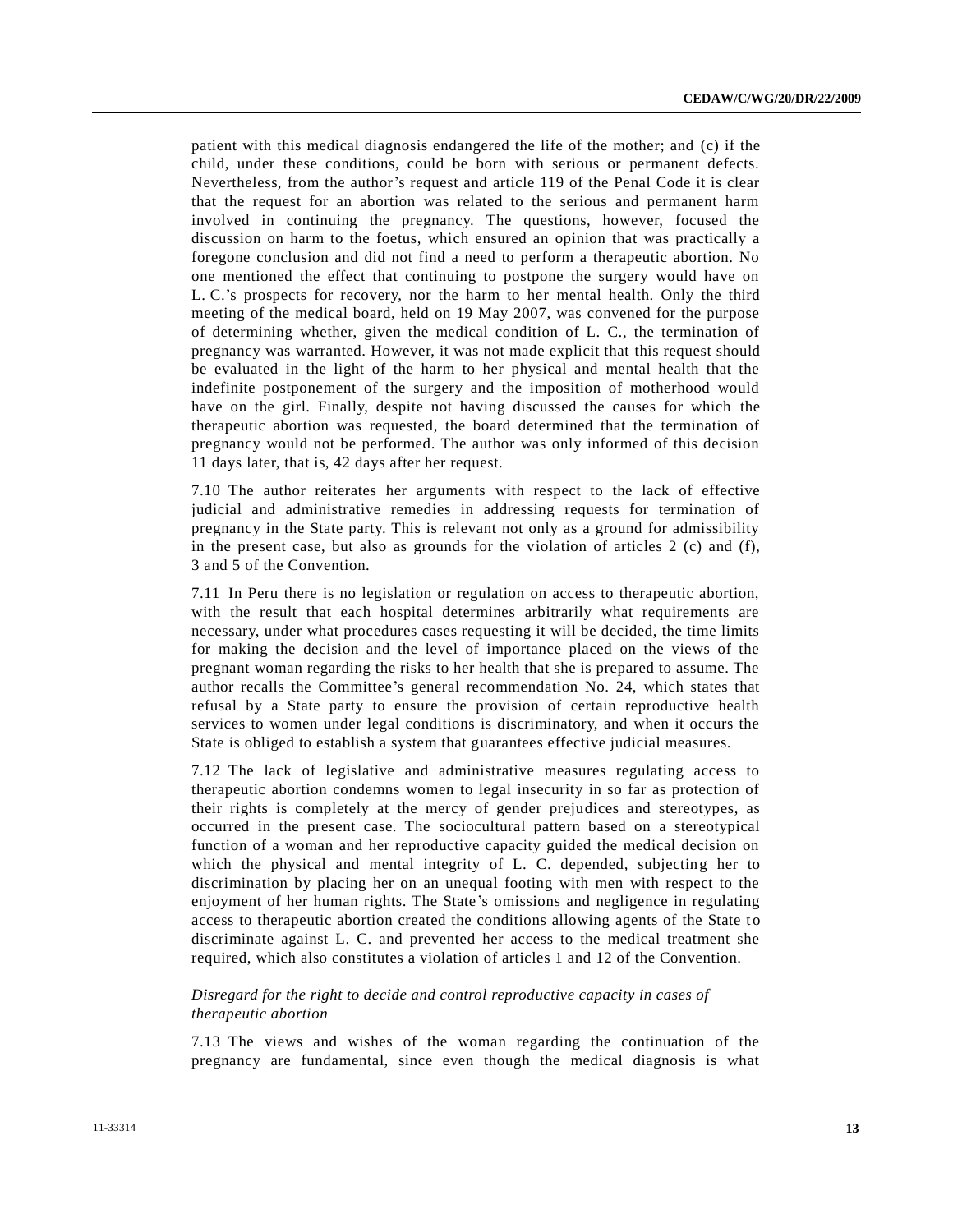patient with this medical diagnosis endangered the life of the mother; and (c) if the child, under these conditions, could be born with serious or permanent defects. Nevertheless, from the author's request and article 119 of the Penal Code it is clear that the request for an abortion was related to the serious and permanent harm involved in continuing the pregnancy. The questions, however, focused the discussion on harm to the foetus, which ensured an opinion that was practically a foregone conclusion and did not find a need to perform a therapeutic abortion. No one mentioned the effect that continuing to postpone the surgery would have on L. C.'s prospects for recovery, nor the harm to her mental health. Only the third meeting of the medical board, held on 19 May 2007, was convened for the purpose of determining whether, given the medical condition of L. C., the termination of pregnancy was warranted. However, it was not made explicit that this request should be evaluated in the light of the harm to her physical and mental health that the indefinite postponement of the surgery and the imposition of motherhood would have on the girl. Finally, despite not having discussed the causes for which the therapeutic abortion was requested, the board determined that the termination of pregnancy would not be performed. The author was only informed of this decision 11 days later, that is, 42 days after her request.

7.10 The author reiterates her arguments with respect to the lack of effective judicial and administrative remedies in addressing requests for termination of pregnancy in the State party. This is relevant not only as a ground for admissibility in the present case, but also as grounds for the violation of articles 2 (c) and (f), 3 and 5 of the Convention.

7.11 In Peru there is no legislation or regulation on access to therapeutic abortion, with the result that each hospital determines arbitrarily what requirements are necessary, under what procedures cases requesting it will be decided, the time limits for making the decision and the level of importance placed on the views of the pregnant woman regarding the risks to her health that she is prepared to assume. The author recalls the Committee's general recommendation No. 24, which states that refusal by a State party to ensure the provision of certain reproductive health services to women under legal conditions is discriminatory, and when it occurs the State is obliged to establish a system that guarantees effective judicial measures.

7.12 The lack of legislative and administrative measures regulating access to therapeutic abortion condemns women to legal insecurity in so far as protection of their rights is completely at the mercy of gender prejudices and stereotypes, as occurred in the present case. The sociocultural pattern based on a stereotypical function of a woman and her reproductive capacity guided the medical decision on which the physical and mental integrity of L. C. depended, subjecting her to discrimination by placing her on an unequal footing with men with respect to the enjoyment of her human rights. The State's omissions and negligence in regulating access to therapeutic abortion created the conditions allowing agents of the State to discriminate against L. C. and prevented her access to the medical treatment she required, which also constitutes a violation of articles 1 and 12 of the Convention.

*Disregard for the right to decide and control reproductive capacity in cases of therapeutic abortion*

7.13 The views and wishes of the woman regarding the continuation of the pregnancy are fundamental, since even though the medical diagnosis is what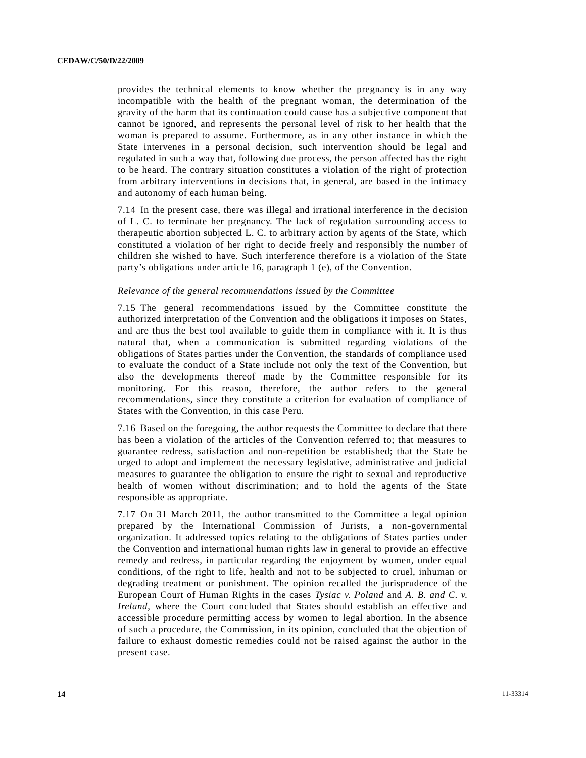provides the technical elements to know whether the pregnancy is in any way incompatible with the health of the pregnant woman, the determination of the gravity of the harm that its continuation could cause has a subjective component that cannot be ignored, and represents the personal level of risk to her health that the woman is prepared to assume. Furthermore, as in any other instance in which the State intervenes in a personal decision, such intervention should be legal and regulated in such a way that, following due process, the person affected has the right to be heard. The contrary situation constitutes a violation of the right of protection from arbitrary interventions in decisions that, in general, are based in the intimacy and autonomy of each human being.

7.14 In the present case, there was illegal and irrational interference in the decision of L. C. to terminate her pregnancy. The lack of regulation surrounding access to therapeutic abortion subjected L. C. to arbitrary action by agents of the State, which constituted a violation of her right to decide freely and responsibly the number of children she wished to have. Such interference therefore is a violation of the State party's obligations under article 16, paragraph 1 (e), of the Convention.

*Relevance of the general recommendations issued by the Committee*

7.15 The general recommendations issued by the Committee constitute the authorized interpretation of the Convention and the obligations it imposes on States, and are thus the best tool available to guide them in compliance with it. It is thus natural that, when a communication is submitted regarding violations of the obligations of States parties under the Convention, the standards of compliance used to evaluate the conduct of a State include not only the text of the Convention, but also the developments thereof made by the Committee responsible for its monitoring. For this reason, therefore, the author refers to the general recommendations, since they constitute a criterion for evaluation of compliance of States with the Convention, in this case Peru.

7.16 Based on the foregoing, the author requests the Committee to declare that there has been a violation of the articles of the Convention referred to; that measures to guarantee redress, satisfaction and non-repetition be established; that the State be urged to adopt and implement the necessary legislative, administrative and judicial measures to guarantee the obligation to ensure the right to sexual and reproductive health of women without discrimination; and to hold the agents of the State responsible as appropriate.

7.17 On 31 March 2011, the author transmitted to the Committee a legal opinion prepared by the International Commission of Jurists, a non-governmental organization. It addressed topics relating to the obligations of States parties under the Convention and international human rights law in general to provide an effective remedy and redress, in particular regarding the enjoyment by women, under equal conditions, of the right to life, health and not to be subjected to cruel, inhuman or degrading treatment or punishment. The opinion recalled the jurisprudence of the European Court of Human Rights in the cases *Tysiac v. Poland* and *A. B. and C. v. Ireland*, where the Court concluded that States should establish an effective and accessible procedure permitting access by women to legal abortion. In the absence of such a procedure, the Commission, in its opinion, concluded that the objection of failure to exhaust domestic remedies could not be raised against the author in the present case.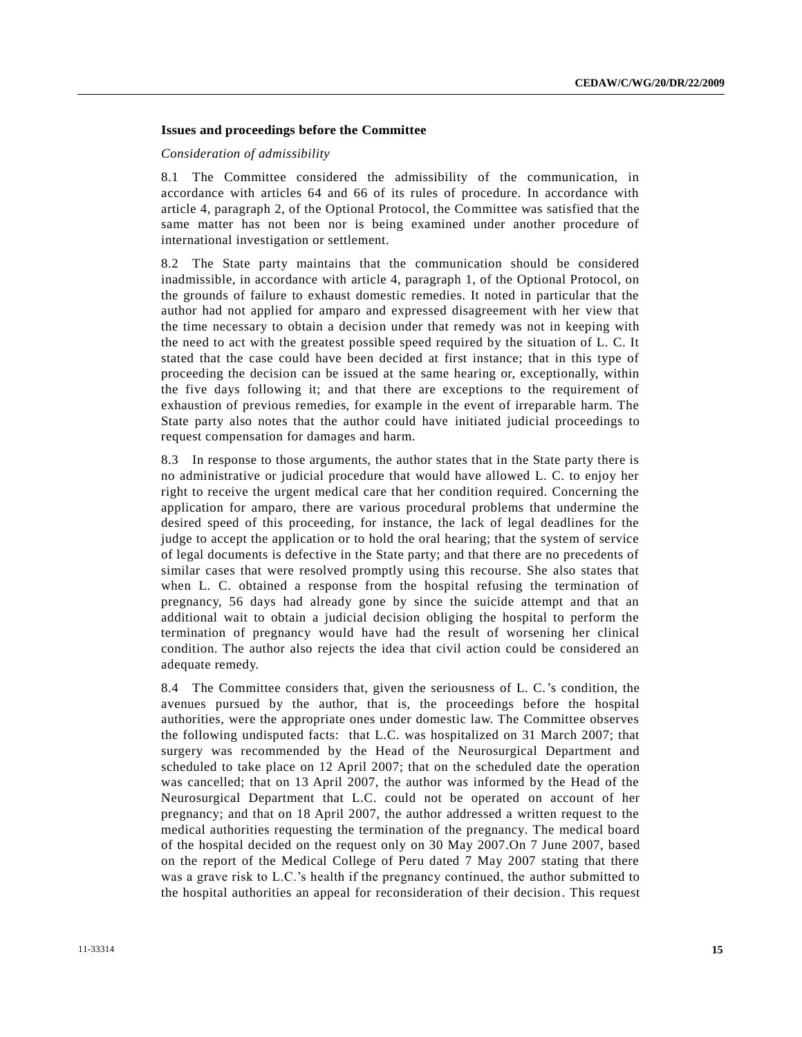### Issues and proceedings before the Committee

*Consideration of admissibility*

8.1 The Committee considered the admissibility of the communication, in accordance with articles 64 and 66 of its rules of procedure. In accordance with article 4, paragraph 2, of the Optional Protocol, the Committee was satisfied that the same matter has not been nor is being examined under another procedure of international investigation or settlement.

8.2 The State party maintains that the communication should be considered inadmissible, in accordance with article 4, paragraph 1, of the Optional Protocol, on the grounds of failure to exhaust domestic remedies. It noted in particular that the author had not applied for amparo and expressed disagreement with her view that the time necessary to obtain a decision under that remedy was not in keeping with the need to act with the greatest possible speed required by the situation of L. C. It stated that the case could have been decided at first instance; that in this type of proceeding the decision can be issued at the same hearing or, exceptionally, within the five days following it; and that there are exceptions to the requirement of exhaustion of previous remedies, for example in the event of irreparable harm. The State party also notes that the author could have initiated judicial proceedings to request compensation for damages and harm.

8.3 In response to those arguments, the author states that in the State party there is no administrative or judicial procedure that would have allowed L. C. to enjoy her right to receive the urgent medical care that her condition required. Concerning the application for amparo, there are various procedural problems that undermine the desired speed of this proceeding, for instance, the lack of legal deadlines for the judge to accept the application or to hold the oral hearing; that the system of service of legal documents is defective in the State party; and that there are no precedents of similar cases that were resolved promptly using this recourse. She also states that when L. C. obtained a response from the hospital refusing the termination of pregnancy, 56 days had already gone by since the suicide attempt and that an additional wait to obtain a judicial decision obliging the hospital to perform the termination of pregnancy would have had the result of worsening her clinical condition. The author also rejects the idea that civil action could be considered an adequate remedy.

8.4 The Committee considers that, given the seriousness of L. C.'s condition, the avenues pursued by the author, that is, the proceedings before the hospital authorities, were the appropriate ones under domestic law. The Committee observes the following undisputed facts: that L.C. was hospitalized on 31 March 2007; that surgery was recommended by the Head of the Neurosurgical Department and scheduled to take place on 12 April 2007; that on the scheduled date the operation was cancelled; that on 13 April 2007, the author was informed by the Head of the Neurosurgical Department that L.C. could not be operated on account of her pregnancy; and that on 18 April 2007, the author addressed a written request to the medical authorities requesting the termination of the pregnancy. The medical board of the hospital decided on the request only on 30 May 2007.On 7 June 2007, based on the report of the Medical College of Peru dated 7 May 2007 stating that there was a grave risk to L.C.'s health if the pregnancy continued, the author submitted to the hospital authorities an appeal for reconsideration of their decision. This request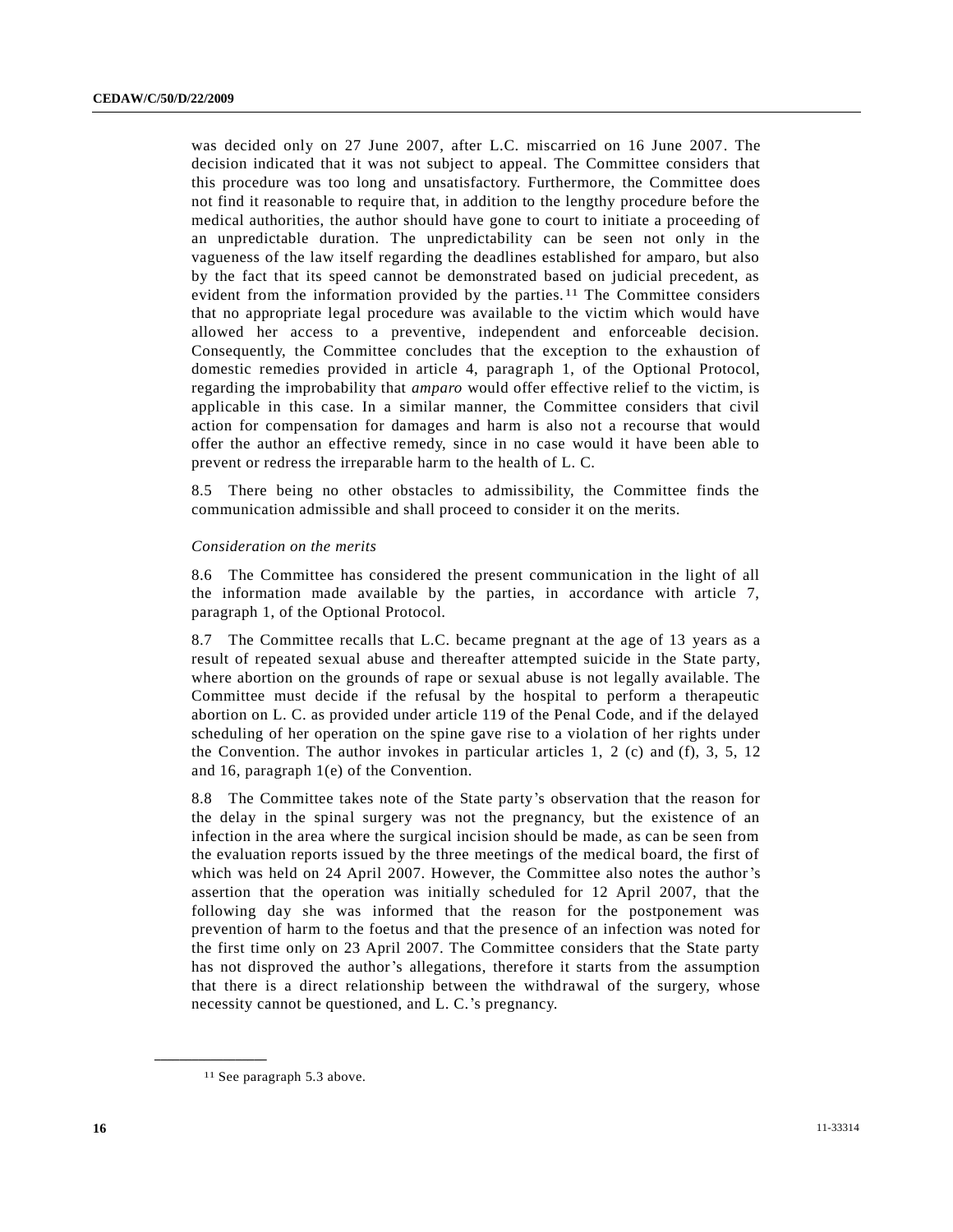was decided only on 27 June 2007, after L.C. miscarried on 16 June 2007. The decision indicated that it was not subject to appeal. The Committee considers that this procedure was too long and unsatisfactory. Furthermore, the Committee does not find it reasonable to require that, in addition to the lengthy procedure before the medical authorities, the author should have gone to court to initiate a proceeding of an unpredictable duration. The unpredictability can be seen not only in the vagueness of the law itself regarding the deadlines established for amparo, but also by the fact that its speed cannot be demonstrated based on judicial precedent, as evident from the information provided by the parties.[11] The Committee considers that no appropriate legal procedure was available to the victim which would have allowed her access to a preventive, independent and enforceable decision. Consequently, the Committee concludes that the exception to the exhaustion of domestic remedies provided in article 4, paragraph 1, of the Optional Protocol, regarding the improbability that *amparo* would offer effective relief to the victim, is applicable in this case. In a similar manner, the Committee considers that civil action for compensation for damages and harm is also not a recourse that would offer the author an effective remedy, since in no case would it have been able to prevent or redress the irreparable harm to the health of L. C.

8.5 There being no other obstacles to admissibility, the Committee finds the communication admissible and shall proceed to consider it on the merits.

*Consideration on the merits*

8.6 The Committee has considered the present communication in the light of all the information made available by the parties, in accordance with article 7, paragraph 1, of the Optional Protocol.

8.7 The Committee recalls that L.C. became pregnant at the age of 13 years as a result of repeated sexual abuse and thereafter attempted suicide in the State party, where abortion on the grounds of rape or sexual abuse is not legally available. The Committee must decide if the refusal by the hospital to perform a therapeutic abortion on L. C. as provided under article 119 of the Penal Code, and if the delayed scheduling of her operation on the spine gave rise to a violation of her rights under the Convention. The author invokes in particular articles 1, 2 (c) and (f), 3, 5, 12 and 16, paragraph 1(e) of the Convention.

8.8 The Committee takes note of the State party's observation that the reason for the delay in the spinal surgery was not the pregnancy, but the existence of an infection in the area where the surgical incision should be made, as can be seen from the evaluation reports issued by the three meetings of the medical board, the first of which was held on 24 April 2007. However, the Committee also notes the author's assertion that the operation was initially scheduled for 12 April 2007, that the following day she was informed that the reason for the postponement was prevention of harm to the foetus and that the presence of an infection was noted for the first time only on 23 April 2007. The Committee considers that the State party has not disproved the author's allegations, therefore it starts from the assumption that there is a direct relationship between the withdrawal of the surgery, whose necessity cannot be questioned, and L. C.'s pregnancy.

---

[11] See paragraph 5.3 above.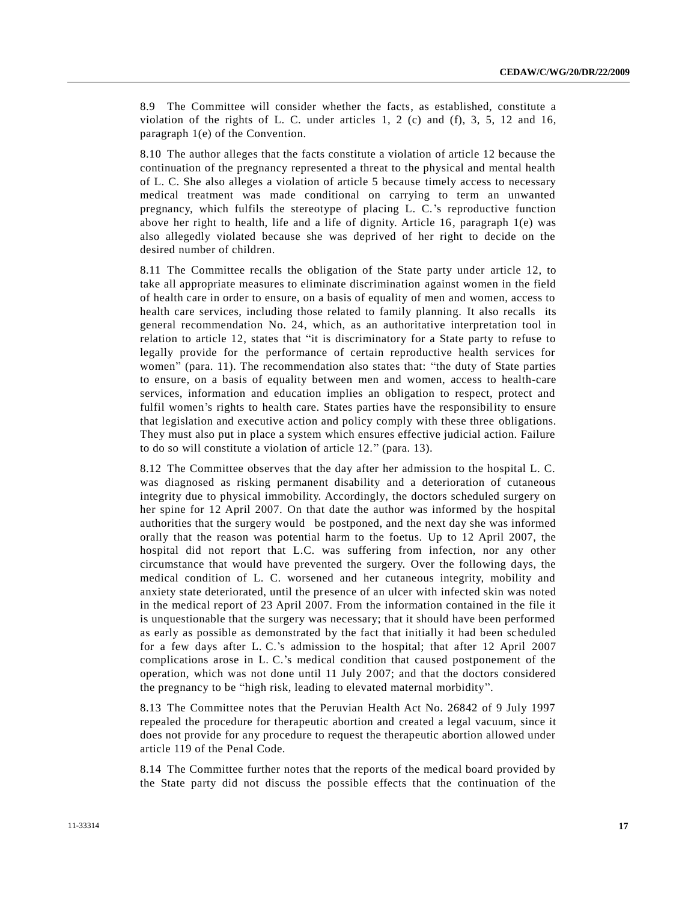8.9 The Committee will consider whether the facts, as established, constitute a violation of the rights of L. C. under articles 1, 2 (c) and (f), 3, 5, 12 and 16, paragraph 1(e) of the Convention.

8.10 The author alleges that the facts constitute a violation of article 12 because the continuation of the pregnancy represented a threat to the physical and mental health of L. C. She also alleges a violation of article 5 because timely access to necessary medical treatment was made conditional on carrying to term an unwanted pregnancy, which fulfils the stereotype of placing L. C.'s reproductive function above her right to health, life and a life of dignity. Article 16, paragraph 1(e) was also allegedly violated because she was deprived of her right to decide on the desired number of children.

8.11 The Committee recalls the obligation of the State party under article 12, to take all appropriate measures to eliminate discrimination against women in the field of health care in order to ensure, on a basis of equality of men and women, access to health care services, including those related to family planning. It also recalls its general recommendation No. 24, which, as an authoritative interpretation tool in relation to article 12, states that "it is discriminatory for a State party to refuse to legally provide for the performance of certain reproductive health services for women" (para. 11). The recommendation also states that: "the duty of State parties to ensure, on a basis of equality between men and women, access to health-care services, information and education implies an obligation to respect, protect and fulfil women's rights to health care. States parties have the responsibility to ensure that legislation and executive action and policy comply with these three obligations. They must also put in place a system which ensures effective judicial action. Failure to do so will constitute a violation of article 12." (para. 13).

8.12 The Committee observes that the day after her admission to the hospital L. C. was diagnosed as risking permanent disability and a deterioration of cutaneous integrity due to physical immobility. Accordingly, the doctors scheduled surgery on her spine for 12 April 2007. On that date the author was informed by the hospital authorities that the surgery would be postponed, and the next day she was informed orally that the reason was potential harm to the foetus. Up to 12 April 2007, the hospital did not report that L.C. was suffering from infection, nor any other circumstance that would have prevented the surgery. Over the following days, the medical condition of L. C. worsened and her cutaneous integrity, mobility and anxiety state deteriorated, until the presence of an ulcer with infected skin was noted in the medical report of 23 April 2007. From the information contained in the file it is unquestionable that the surgery was necessary; that it should have been performed as early as possible as demonstrated by the fact that initially it had been scheduled for a few days after L. C.'s admission to the hospital; that after 12 April 2007 complications arose in L. C.'s medical condition that caused postponement of the operation, which was not done until 11 July 2007; and that the doctors considered the pregnancy to be "high risk, leading to elevated maternal morbidity".

8.13 The Committee notes that the Peruvian Health Act No. 26842 of 9 July 1997 repealed the procedure for therapeutic abortion and created a legal vacuum, since it does not provide for any procedure to request the therapeutic abortion allowed under article 119 of the Penal Code.

8.14 The Committee further notes that the reports of the medical board provided by the State party did not discuss the possible effects that the continuation of the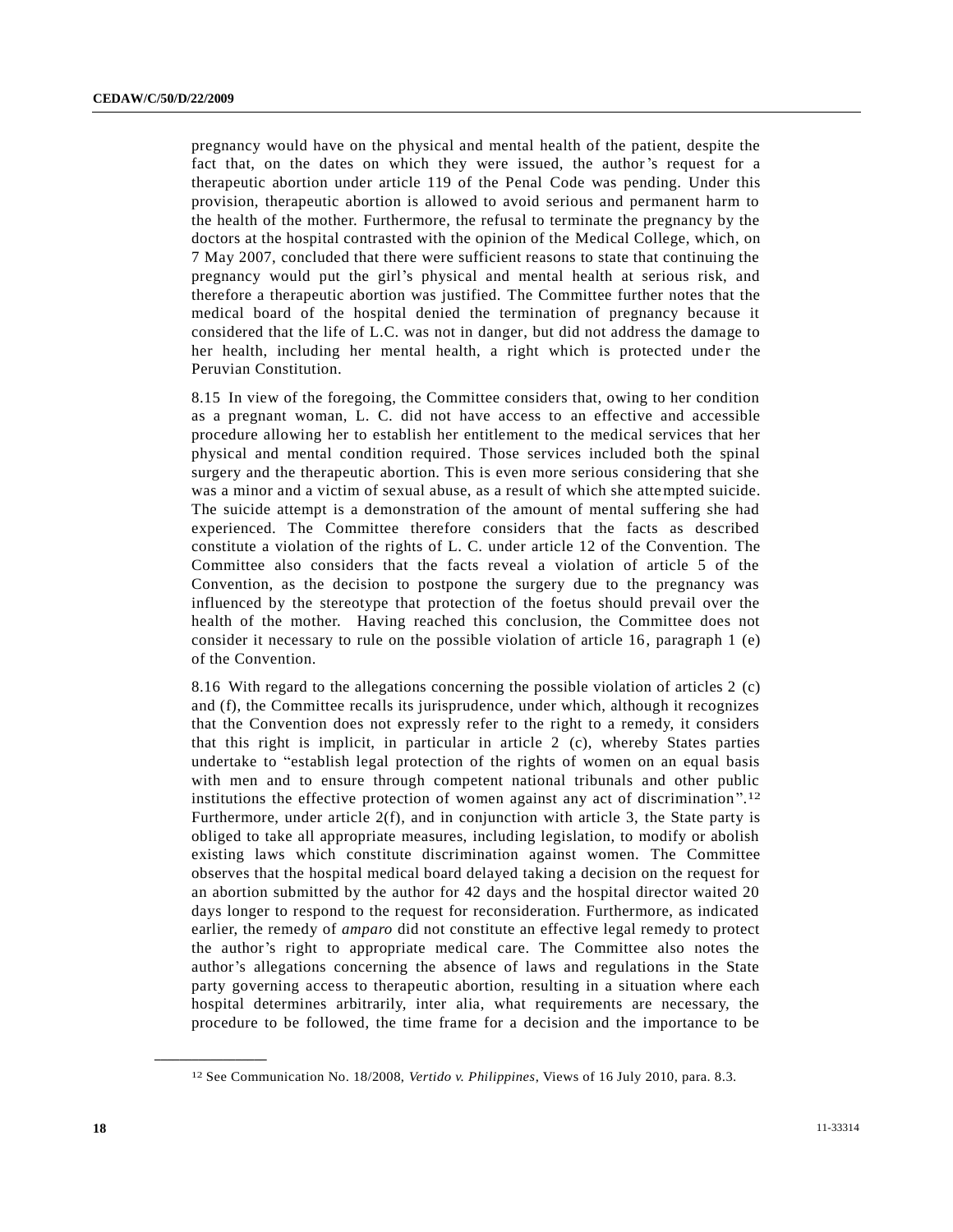pregnancy would have on the physical and mental health of the patient, despite the fact that, on the dates on which they were issued, the author's request for a therapeutic abortion under article 119 of the Penal Code was pending. Under this provision, therapeutic abortion is allowed to avoid serious and permanent harm to the health of the mother. Furthermore, the refusal to terminate the pregnancy by the doctors at the hospital contrasted with the opinion of the Medical College, which, on 7 May 2007, concluded that there were sufficient reasons to state that continuing the pregnancy would put the girl's physical and mental health at serious risk, and therefore a therapeutic abortion was justified. The Committee further notes that the medical board of the hospital denied the termination of pregnancy because it considered that the life of L.C. was not in danger, but did not address the damage to her health, including her mental health, a right which is protected under the Peruvian Constitution.

8.15 In view of the foregoing, the Committee considers that, owing to her condition as a pregnant woman, L. C. did not have access to an effective and accessible procedure allowing her to establish her entitlement to the medical services that her physical and mental condition required. Those services included both the spinal surgery and the therapeutic abortion. This is even more serious considering that she was a minor and a victim of sexual abuse, as a result of which she attempted suicide. The suicide attempt is a demonstration of the amount of mental suffering she had experienced. The Committee therefore considers that the facts as described constitute a violation of the rights of L. C. under article 12 of the Convention. The Committee also considers that the facts reveal a violation of article 5 of the Convention, as the decision to postpone the surgery due to the pregnancy was influenced by the stereotype that protection of the foetus should prevail over the health of the mother. Having reached this conclusion, the Committee does not consider it necessary to rule on the possible violation of article 16, paragraph 1 (e) of the Convention.

8.16 With regard to the allegations concerning the possible violation of articles 2 (c) and (f), the Committee recalls its jurisprudence, under which, although it recognizes that the Convention does not expressly refer to the right to a remedy, it considers that this right is implicit, in particular in article 2 (c), whereby States parties undertake to "establish legal protection of the rights of women on an equal basis with men and to ensure through competent national tribunals and other public institutions the effective protection of women against any act of discrimination".[12] Furthermore, under article 2(f), and in conjunction with article 3, the State party is obliged to take all appropriate measures, including legislation, to modify or abolish existing laws which constitute discrimination against women. The Committee observes that the hospital medical board delayed taking a decision on the request for an abortion submitted by the author for 42 days and the hospital director waited 20 days longer to respond to the request for reconsideration. Furthermore, as indicated earlier, the remedy of *amparo* did not constitute an effective legal remedy to protect the author's right to appropriate medical care. The Committee also notes the author's allegations concerning the absence of laws and regulations in the State party governing access to therapeutic abortion, resulting in a situation where each hospital determines arbitrarily, inter alia, what requirements are necessary, the procedure to be followed, the time frame for a decision and the importance to be

---

[12] See Communication No. 18/2008, *Vertido v. Philippines*, Views of 16 July 2010, para. 8.3.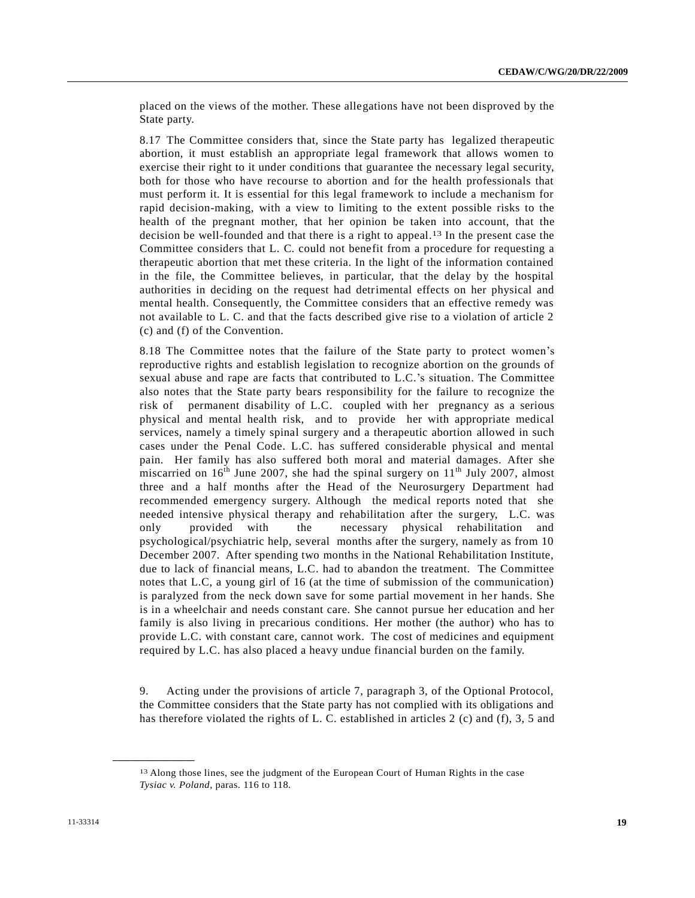placed on the views of the mother. These allegations have not been disproved by the State party.

8.17 The Committee considers that, since the State party has legalized therapeutic abortion, it must establish an appropriate legal framework that allows women to exercise their right to it under conditions that guarantee the necessary legal security, both for those who have recourse to abortion and for the health professionals that must perform it. It is essential for this legal framework to include a mechanism for rapid decision-making, with a view to limiting to the extent possible risks to the health of the pregnant mother, that her opinion be taken into account, that the decision be well-founded and that there is a right to appeal.[13] In the present case the Committee considers that L. C. could not benefit from a procedure for requesting a therapeutic abortion that met these criteria. In the light of the information contained in the file, the Committee believes, in particular, that the delay by the hospital authorities in deciding on the request had detrimental effects on her physical and mental health. Consequently, the Committee considers that an effective remedy was not available to L. C. and that the facts described give rise to a violation of article 2 (c) and (f) of the Convention.

8.18 The Committee notes that the failure of the State party to protect women's reproductive rights and establish legislation to recognize abortion on the grounds of sexual abuse and rape are facts that contributed to L.C.'s situation. The Committee also notes that the State party bears responsibility for the failure to recognize the risk of permanent disability of L.C. coupled with her pregnancy as a serious physical and mental health risk, and to provide her with appropriate medical services, namely a timely spinal surgery and a therapeutic abortion allowed in such cases under the Penal Code. L.C. has suffered considerable physical and mental pain. Her family has also suffered both moral and material damages. After she miscarried on 16th June 2007, she had the spinal surgery on 11th July 2007, almost three and a half months after the Head of the Neurosurgery Department had recommended emergency surgery. Although the medical reports noted that she needed intensive physical therapy and rehabilitation after the surgery, L.C. was only provided with the necessary physical rehabilitation and psychological/psychiatric help, several months after the surgery, namely as from 10 December 2007. After spending two months in the National Rehabilitation Institute, due to lack of financial means, L.C. had to abandon the treatment. The Committee notes that L.C, a young girl of 16 (at the time of submission of the communication) is paralyzed from the neck down save for some partial movement in her hands. She is in a wheelchair and needs constant care. She cannot pursue her education and her family is also living in precarious conditions. Her mother (the author) who has to provide L.C. with constant care, cannot work. The cost of medicines and equipment required by L.C. has also placed a heavy undue financial burden on the family.

9. Acting under the provisions of article 7, paragraph 3, of the Optional Protocol, the Committee considers that the State party has not complied with its obligations and has therefore violated the rights of L. C. established in articles 2 (c) and (f), 3, 5 and

---

[13] Along those lines, see the judgment of the European Court of Human Rights in the case *Tysiac v. Poland*, paras. 116 to 118.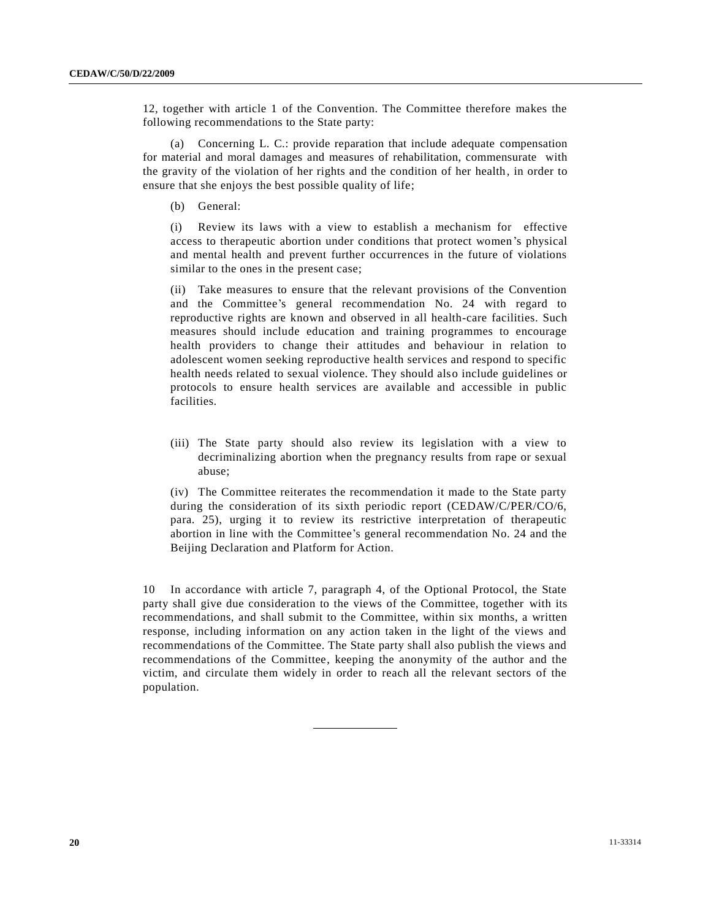12, together with article 1 of the Convention. The Committee therefore makes the following recommendations to the State party:

(a) Concerning L. C.: provide reparation that include adequate compensation for material and moral damages and measures of rehabilitation, commensurate with the gravity of the violation of her rights and the condition of her health, in order to ensure that she enjoys the best possible quality of life;

(b) General:

(i) Review its laws with a view to establish a mechanism for effective access to therapeutic abortion under conditions that protect women's physical and mental health and prevent further occurrences in the future of violations similar to the ones in the present case;

(ii) Take measures to ensure that the relevant provisions of the Convention and the Committee's general recommendation No. 24 with regard to reproductive rights are known and observed in all health-care facilities. Such measures should include education and training programmes to encourage health providers to change their attitudes and behaviour in relation to adolescent women seeking reproductive health services and respond to specific health needs related to sexual violence. They should also include guidelines or protocols to ensure health services are available and accessible in public facilities.

(iii) The State party should also review its legislation with a view to decriminalizing abortion when the pregnancy results from rape or sexual abuse;

(iv) The Committee reiterates the recommendation it made to the State party during the consideration of its sixth periodic report (CEDAW/C/PER/CO/6, para. 25), urging it to review its restrictive interpretation of therapeutic abortion in line with the Committee's general recommendation No. 24 and the Beijing Declaration and Platform for Action.

10 In accordance with article 7, paragraph 4, of the Optional Protocol, the State party shall give due consideration to the views of the Committee, together with its recommendations, and shall submit to the Committee, within six months, a written response, including information on any action taken in the light of the views and recommendations of the Committee. The State party shall also publish the views and recommendations of the Committee, keeping the anonymity of the author and the victim, and circulate them widely in order to reach all the relevant sectors of the population.